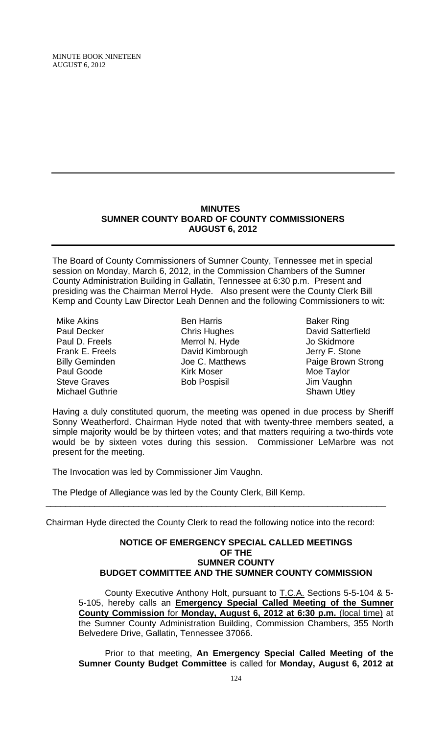## MINUTES
## SUMNER COUNTY BOARD OF COUNTY COMMISSIONERS
## AUGUST 6, 2012

The Board of County Commissioners of Sumner County, Tennessee met in special session on Monday, March 6, 2012, in the Commission Chambers of the Sumner County Administration Building in Gallatin, Tennessee at 6:30 p.m. Present and presiding was the Chairman Merrol Hyde. Also present were the County Clerk Bill Kemp and County Law Director Leah Dennen and the following Commissioners to wit:

| | | |
|---|---|---|
| Mike Akins | Ben Harris | Baker Ring |
| Paul Decker | Chris Hughes | David Satterfield |
| Paul D. Freels | Merrol N. Hyde | Jo Skidmore |
| Frank E. Freels | David Kimbrough | Jerry F. Stone |
| Billy Geminden | Joe C. Matthews | Paige Brown Strong |
| Paul Goode | Kirk Moser | Moe Taylor |
| Steve Graves | Bob Pospisil | Jim Vaughn |
| Michael Guthrie | | Shawn Utley |

Having a duly constituted quorum, the meeting was opened in due process by Sheriff Sonny Weatherford. Chairman Hyde noted that with twenty-three members seated, a simple majority would be by thirteen votes; and that matters requiring a two-thirds vote would be by sixteen votes during this session. Commissioner LeMarbre was not present for the meeting.

The Invocation was led by Commissioner Jim Vaughn.

The Pledge of Allegiance was led by the County Clerk, Bill Kemp.

---

Chairman Hyde directed the County Clerk to read the following notice into the record:

**NOTICE OF EMERGENCY SPECIAL CALLED MEETINGS OF THE SUMNER COUNTY BUDGET COMMITTEE AND THE SUMNER COUNTY COMMISSION**

County Executive Anthony Holt, pursuant to T.C.A. Sections 5-5-104 & 5-5-105, hereby calls an **Emergency Special Called Meeting of the Sumner County Commission** for **Monday, August 6, 2012 at 6:30 p.m.** (local time) at the Sumner County Administration Building, Commission Chambers, 355 North Belvedere Drive, Gallatin, Tennessee 37066.

Prior to that meeting, **An Emergency Special Called Meeting of the Sumner County Budget Committee** is called for **Monday, August 6, 2012 at**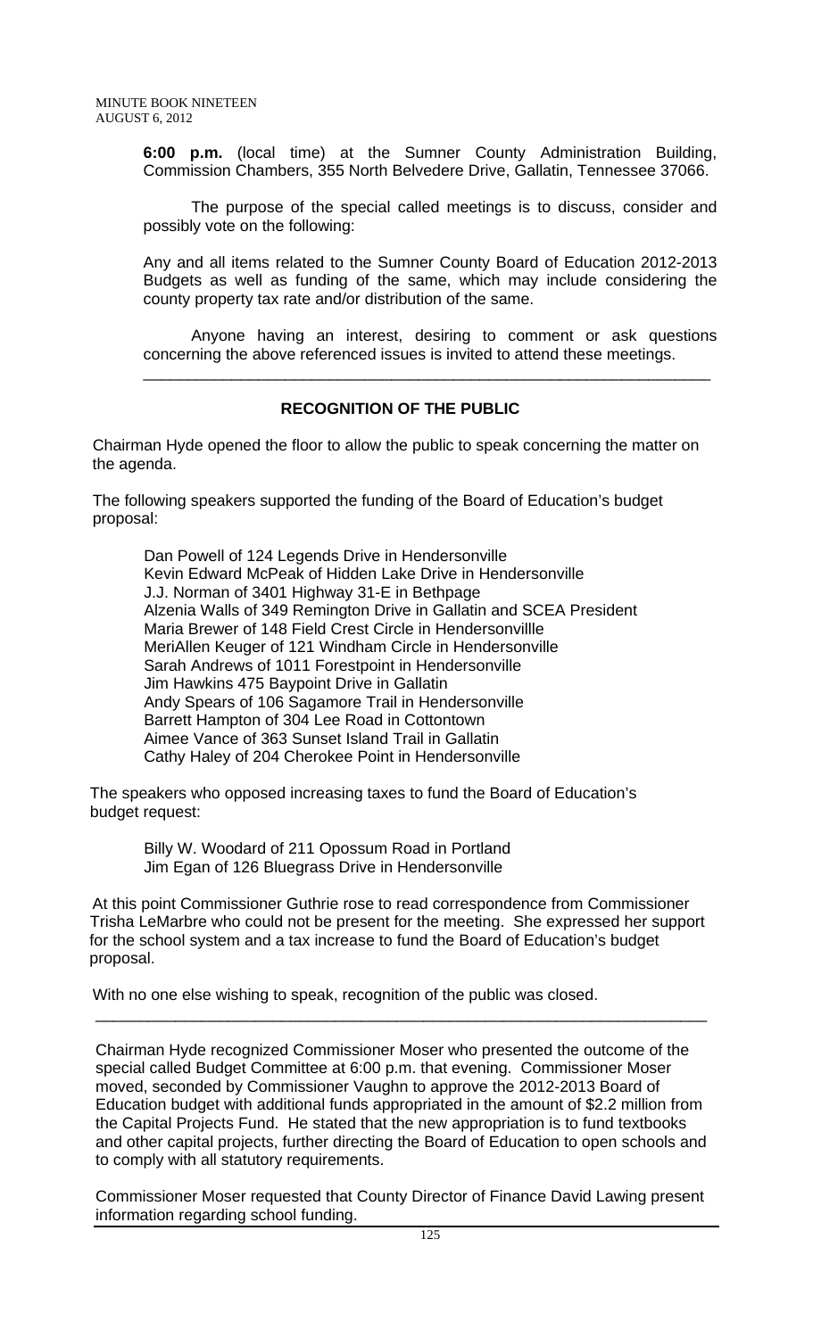**6:00 p.m.** (local time) at the Sumner County Administration Building, Commission Chambers, 355 North Belvedere Drive, Gallatin, Tennessee 37066.

The purpose of the special called meetings is to discuss, consider and possibly vote on the following:

Any and all items related to the Sumner County Board of Education 2012-2013 Budgets as well as funding of the same, which may include considering the county property tax rate and/or distribution of the same.

Anyone having an interest, desiring to comment or ask questions concerning the above referenced issues is invited to attend these meetings.

---

## RECOGNITION OF THE PUBLIC

Chairman Hyde opened the floor to allow the public to speak concerning the matter on the agenda.

The following speakers supported the funding of the Board of Education's budget proposal:

Dan Powell of 124 Legends Drive in Hendersonville
Kevin Edward McPeak of Hidden Lake Drive in Hendersonville
J.J. Norman of 3401 Highway 31-E in Bethpage
Alzenia Walls of 349 Remington Drive in Gallatin and SCEA President
Maria Brewer of 148 Field Crest Circle in Hendersonvillle
MeriAllen Keuger of 121 Windham Circle in Hendersonville
Sarah Andrews of 1011 Forestpoint in Hendersonville
Jim Hawkins 475 Baypoint Drive in Gallatin
Andy Spears of 106 Sagamore Trail in Hendersonville
Barrett Hampton of 304 Lee Road in Cottontown
Aimee Vance of 363 Sunset Island Trail in Gallatin
Cathy Haley of 204 Cherokee Point in Hendersonville

The speakers who opposed increasing taxes to fund the Board of Education's budget request:

Billy W. Woodard of 211 Opossum Road in Portland
Jim Egan of 126 Bluegrass Drive in Hendersonville

At this point Commissioner Guthrie rose to read correspondence from Commissioner Trisha LeMarbre who could not be present for the meeting. She expressed her support for the school system and a tax increase to fund the Board of Education's budget proposal.

With no one else wishing to speak, recognition of the public was closed.

---

Chairman Hyde recognized Commissioner Moser who presented the outcome of the special called Budget Committee at 6:00 p.m. that evening. Commissioner Moser moved, seconded by Commissioner Vaughn to approve the 2012-2013 Board of Education budget with additional funds appropriated in the amount of $2.2 million from the Capital Projects Fund. He stated that the new appropriation is to fund textbooks and other capital projects, further directing the Board of Education to open schools and to comply with all statutory requirements.

Commissioner Moser requested that County Director of Finance David Lawing present information regarding school funding.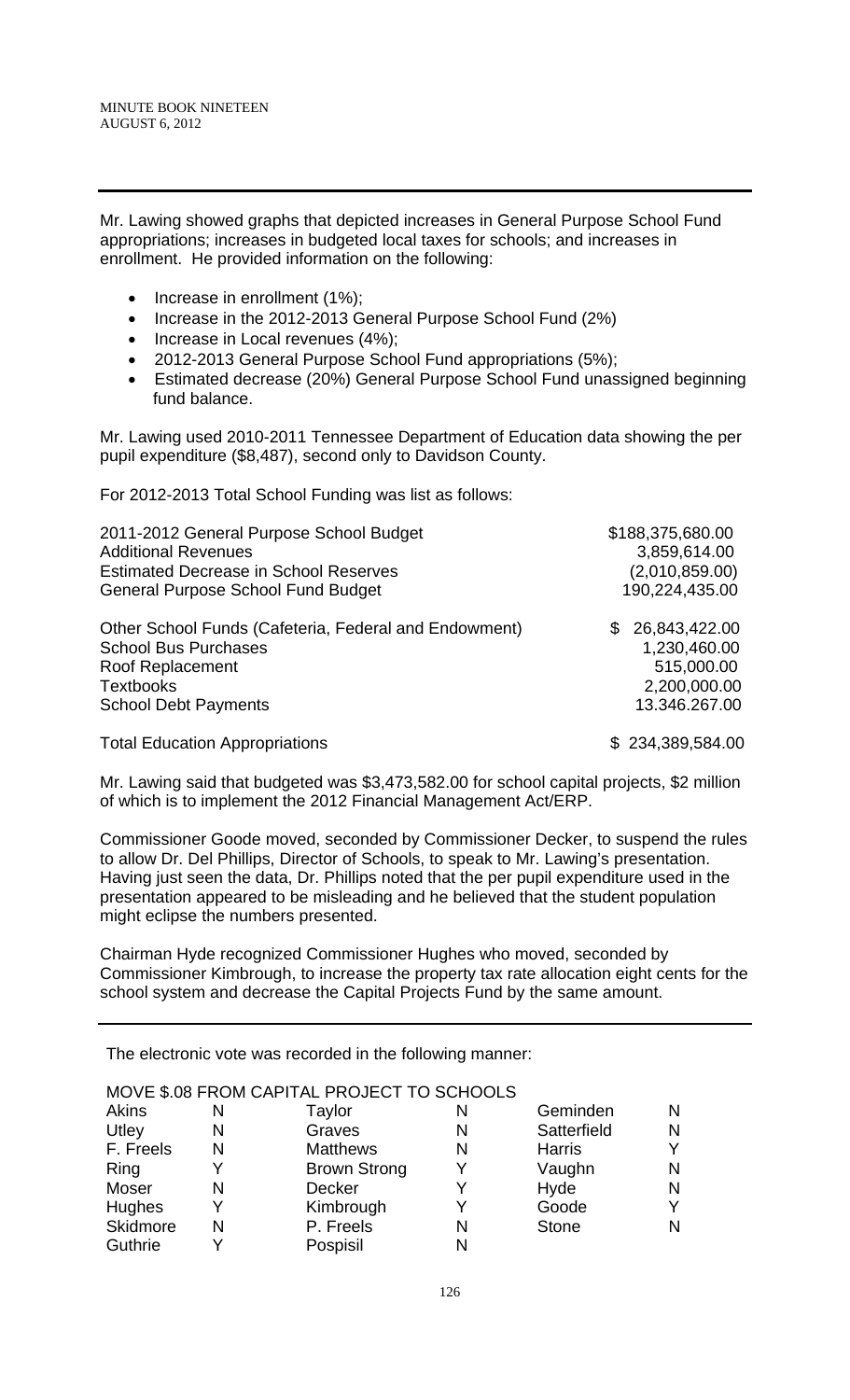Mr. Lawing showed graphs that depicted increases in General Purpose School Fund appropriations; increases in budgeted local taxes for schools; and increases in enrollment. He provided information on the following:

- Increase in enrollment (1%);
- Increase in the 2012-2013 General Purpose School Fund (2%)
- Increase in Local revenues (4%);
- 2012-2013 General Purpose School Fund appropriations (5%);
- Estimated decrease (20%) General Purpose School Fund unassigned beginning fund balance.

Mr. Lawing used 2010-2011 Tennessee Department of Education data showing the per pupil expenditure ($8,487), second only to Davidson County.

For 2012-2013 Total School Funding was list as follows:

| | |
|---|---|
| 2011-2012 General Purpose School Budget | $188,375,680.00 |
| Additional Revenues | 3,859,614.00 |
| Estimated Decrease in School Reserves | (2,010,859.00) |
| General Purpose School Fund Budget | 190,224,435.00 |
| | |
| Other School Funds (Cafeteria, Federal and Endowment) | $ 26,843,422.00 |
| School Bus Purchases | 1,230,460.00 |
| Roof Replacement | 515,000.00 |
| Textbooks | 2,200,000.00 |
| School Debt Payments | 13.346.267.00 |
| | |
| Total Education Appropriations | $ 234,389,584.00 |

Mr. Lawing said that budgeted was $3,473,582.00 for school capital projects, $2 million of which is to implement the 2012 Financial Management Act/ERP.

Commissioner Goode moved, seconded by Commissioner Decker, to suspend the rules to allow Dr. Del Phillips, Director of Schools, to speak to Mr. Lawing's presentation. Having just seen the data, Dr. Phillips noted that the per pupil expenditure used in the presentation appeared to be misleading and he believed that the student population might eclipse the numbers presented.

Chairman Hyde recognized Commissioner Hughes who moved, seconded by Commissioner Kimbrough, to increase the property tax rate allocation eight cents for the school system and decrease the Capital Projects Fund by the same amount.

The electronic vote was recorded in the following manner:

MOVE $.08 FROM CAPITAL PROJECT TO SCHOOLS

| | | | | | |
|---|---|---|---|---|---|
| Akins | N | Taylor | N | Geminden | N |
| Utley | N | Graves | N | Satterfield | N |
| F. Freels | N | Matthews | N | Harris | Y |
| Ring | Y | Brown Strong | Y | Vaughn | N |
| Moser | N | Decker | Y | Hyde | N |
| Hughes | Y | Kimbrough | Y | Goode | Y |
| Skidmore | N | P. Freels | N | Stone | N |
| Guthrie | Y | Pospisil | N | | |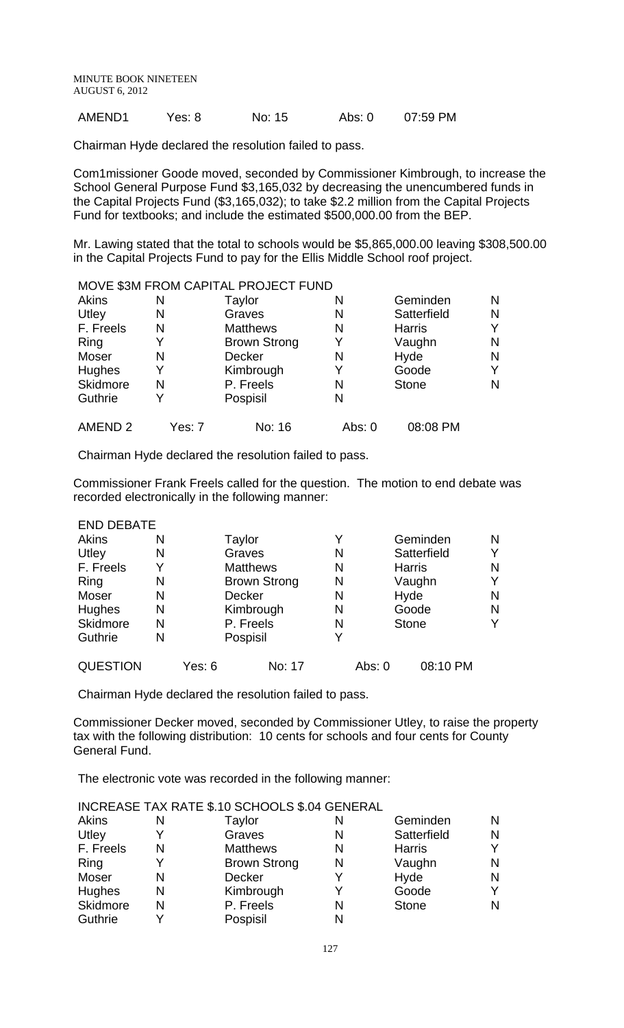AMEND1 Yes: 8 No: 15 Abs: 0 07:59 PM

Chairman Hyde declared the resolution failed to pass.

Com1missioner Goode moved, seconded by Commissioner Kimbrough, to increase the School General Purpose Fund $3,165,032 by decreasing the unencumbered funds in the Capital Projects Fund ($3,165,032); to take $2.2 million from the Capital Projects Fund for textbooks; and include the estimated $500,000.00 from the BEP.

Mr. Lawing stated that the total to schools would be $5,865,000.00 leaving $308,500.00 in the Capital Projects Fund to pay for the Ellis Middle School roof project.

MOVE $3M FROM CAPITAL PROJECT FUND

| | | | | | |
|---|---|---|---|---|---|
| Akins | N | Taylor | N | Geminden | N |
| Utley | N | Graves | N | Satterfield | N |
| F. Freels | N | Matthews | N | Harris | Y |
| Ring | Y | Brown Strong | Y | Vaughn | N |
| Moser | N | Decker | N | Hyde | N |
| Hughes | Y | Kimbrough | Y | Goode | Y |
| Skidmore | N | P. Freels | N | Stone | N |
| Guthrie | Y | Pospisil | N | | |

AMEND 2 Yes: 7 No: 16 Abs: 0 08:08 PM

Chairman Hyde declared the resolution failed to pass.

Commissioner Frank Freels called for the question. The motion to end debate was recorded electronically in the following manner:

END DEBATE

| | | | | | |
|---|---|---|---|---|---|
| Akins | N | Taylor | Y | Geminden | N |
| Utley | N | Graves | N | Satterfield | Y |
| F. Freels | Y | Matthews | N | Harris | N |
| Ring | N | Brown Strong | N | Vaughn | Y |
| Moser | N | Decker | N | Hyde | N |
| Hughes | N | Kimbrough | N | Goode | N |
| Skidmore | N | P. Freels | N | Stone | Y |
| Guthrie | N | Pospisil | Y | | |

QUESTION Yes: 6 No: 17 Abs: 0 08:10 PM

Chairman Hyde declared the resolution failed to pass.

Commissioner Decker moved, seconded by Commissioner Utley, to raise the property tax with the following distribution: 10 cents for schools and four cents for County General Fund.

The electronic vote was recorded in the following manner:

INCREASE TAX RATE $.10 SCHOOLS $.04 GENERAL

| | | | | | |
|---|---|---|---|---|---|
| Akins | N | Taylor | N | Geminden | N |
| Utley | Y | Graves | N | Satterfield | N |
| F. Freels | N | Matthews | N | Harris | Y |
| Ring | Y | Brown Strong | N | Vaughn | N |
| Moser | N | Decker | Y | Hyde | N |
| Hughes | N | Kimbrough | Y | Goode | Y |
| Skidmore | N | P. Freels | N | Stone | N |
| Guthrie | Y | Pospisil | N | | |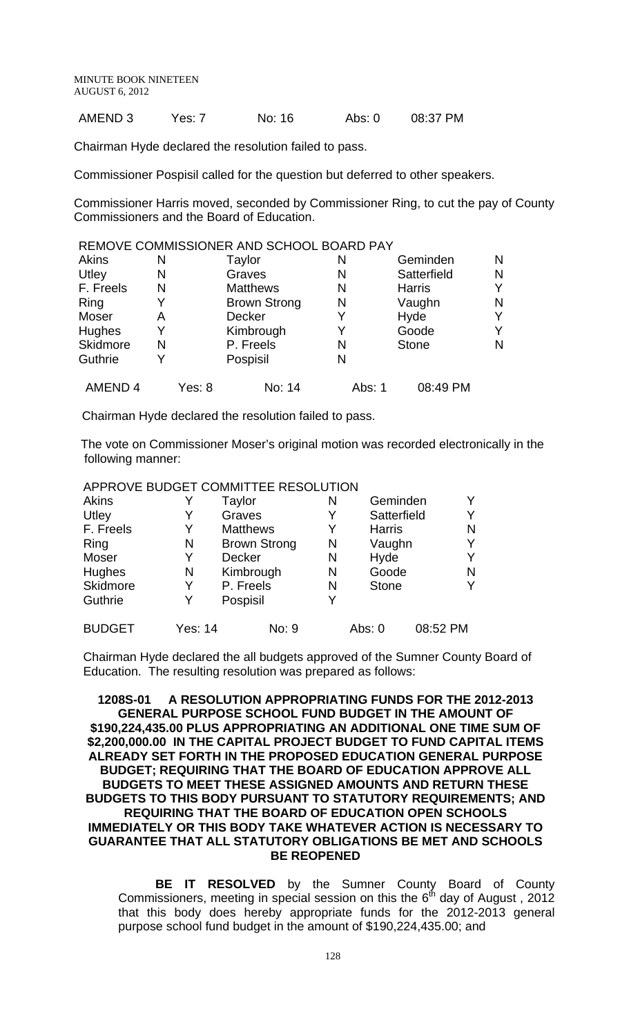AMEND 3 Yes: 7 No: 16 Abs: 0 08:37 PM

Chairman Hyde declared the resolution failed to pass.

Commissioner Pospisil called for the question but deferred to other speakers.

Commissioner Harris moved, seconded by Commissioner Ring, to cut the pay of County Commissioners and the Board of Education.

REMOVE COMMISSIONER AND SCHOOL BOARD PAY

| | | | | | |
|---|---|---|---|---|---|
| Akins | N | Taylor | N | Geminden | N |
| Utley | N | Graves | N | Satterfield | N |
| F. Freels | N | Matthews | N | Harris | Y |
| Ring | Y | Brown Strong | N | Vaughn | N |
| Moser | A | Decker | Y | Hyde | Y |
| Hughes | Y | Kimbrough | Y | Goode | Y |
| Skidmore | N | P. Freels | N | Stone | N |
| Guthrie | Y | Pospisil | N | | |

AMEND 4 Yes: 8 No: 14 Abs: 1 08:49 PM

Chairman Hyde declared the resolution failed to pass.

The vote on Commissioner Moser's original motion was recorded electronically in the following manner:

APPROVE BUDGET COMMITTEE RESOLUTION

| | | | | | |
|---|---|---|---|---|---|
| Akins | Y | Taylor | N | Geminden | Y |
| Utley | Y | Graves | Y | Satterfield | Y |
| F. Freels | Y | Matthews | Y | Harris | N |
| Ring | N | Brown Strong | N | Vaughn | Y |
| Moser | Y | Decker | N | Hyde | Y |
| Hughes | N | Kimbrough | N | Goode | N |
| Skidmore | Y | P. Freels | N | Stone | Y |
| Guthrie | Y | Pospisil | Y | | |

BUDGET Yes: 14 No: 9 Abs: 0 08:52 PM

Chairman Hyde declared the all budgets approved of the Sumner County Board of Education. The resulting resolution was prepared as follows:

**1208S-01 A RESOLUTION APPROPRIATING FUNDS FOR THE 2012-2013 GENERAL PURPOSE SCHOOL FUND BUDGET IN THE AMOUNT OF $190,224,435.00 PLUS APPROPRIATING AN ADDITIONAL ONE TIME SUM OF $2,200,000.00 IN THE CAPITAL PROJECT BUDGET TO FUND CAPITAL ITEMS ALREADY SET FORTH IN THE PROPOSED EDUCATION GENERAL PURPOSE BUDGET; REQUIRING THAT THE BOARD OF EDUCATION APPROVE ALL BUDGETS TO MEET THESE ASSIGNED AMOUNTS AND RETURN THESE BUDGETS TO THIS BODY PURSUANT TO STATUTORY REQUIREMENTS; AND REQUIRING THAT THE BOARD OF EDUCATION OPEN SCHOOLS IMMEDIATELY OR THIS BODY TAKE WHATEVER ACTION IS NECESSARY TO GUARANTEE THAT ALL STATUTORY OBLIGATIONS BE MET AND SCHOOLS BE REOPENED**

**BE IT RESOLVED** by the Sumner County Board of County Commissioners, meeting in special session on this the 6th day of August , 2012 that this body does hereby appropriate funds for the 2012-2013 general purpose school fund budget in the amount of $190,224,435.00; and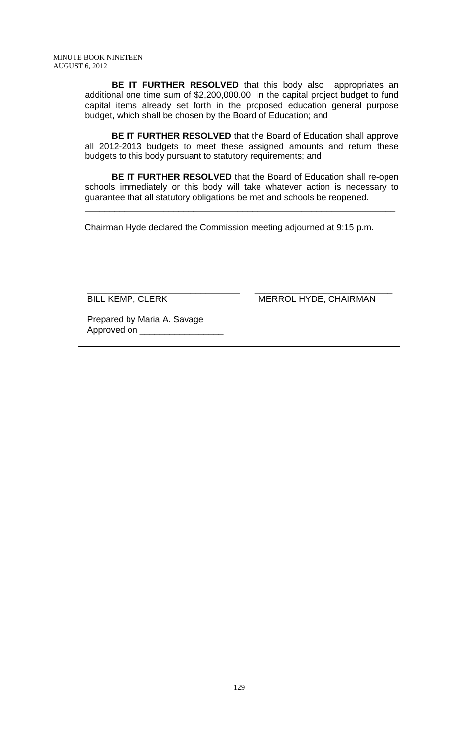**BE IT FURTHER RESOLVED** that this body also appropriates an additional one time sum of $2,200,000.00 in the capital project budget to fund capital items already set forth in the proposed education general purpose budget, which shall be chosen by the Board of Education; and

**BE IT FURTHER RESOLVED** that the Board of Education shall approve all 2012-2013 budgets to meet these assigned amounts and return these budgets to this body pursuant to statutory requirements; and

**BE IT FURTHER RESOLVED** that the Board of Education shall re-open schools immediately or this body will take whatever action is necessary to guarantee that all statutory obligations be met and schools be reopened.

---

Chairman Hyde declared the Commission meeting adjourned at 9:15 p.m.

_______________________________ _____________________________

BILL KEMP, CLERK MERROL HYDE, CHAIRMAN

Prepared by Maria A. Savage
Approved on _________________